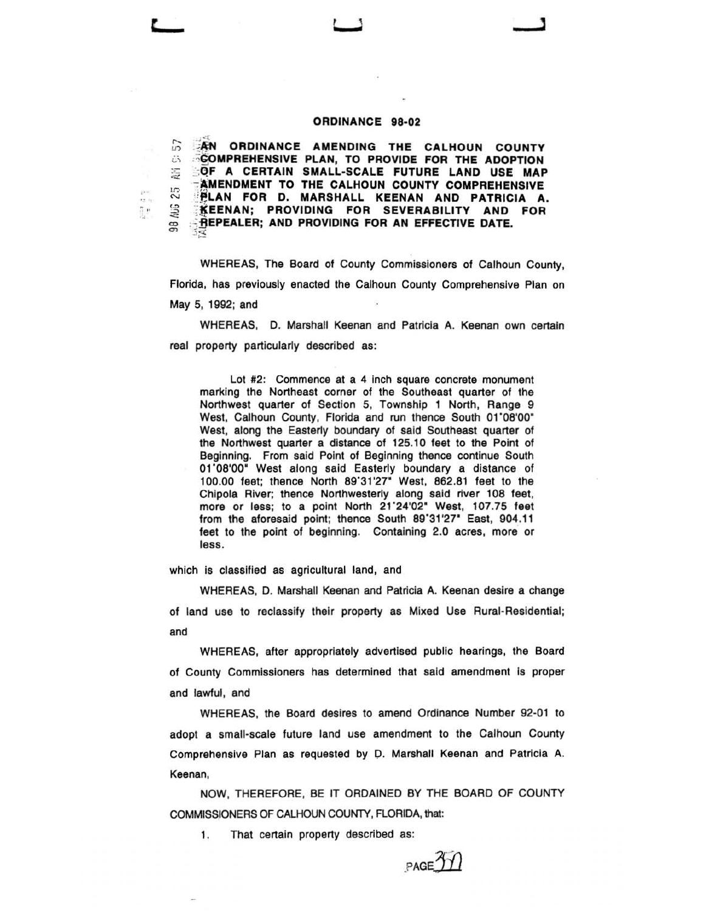# ORDINANCE 98-02

**AN ORDINANCE AMENDING THE CALHOUN COUNTY COMPREHENSIVE PLAN, TO PROVIDE FOR THE ADOPTION OF A CERTAIN SMALL-SCALE FUTURE LAND USE MAP AMENDMENT TO THE CALHOUN COUNTY COMPREHENSIVE PLAN FOR D. MARSHALL KEENAN AND PATRICIA A. KEENAN; PROVIDING FOR SEVERABILITY AND FOR REPEALER; AND PROVIDING FOR AN EFFECTIVE DATE.**

WHEREAS, The Board of County Commissioners of Calhoun County, Florida, has previously enacted the Calhoun County Comprehensive Plan on May 5, 1992; and

WHEREAS, D. Marshall Keenan and Patricia A. Keenan own certain real property particularly described as:

> Lot #2: Commence at a 4 inch square concrete monument marking the Northeast corner of the Southeast quarter of the Northwest quarter of Section 5, Township 1 North, Range 9 West, Calhoun County, Florida and run thence South 01°08'00" West, along the Easterly boundary of said Southeast quarter of the Northwest quarter a distance of 125.10 feet to the Point of Beginning. From said Point of Beginning thence continue South 01°08'00" West along said Easterly boundary a distance of 100.00 feet; thence North 89°31'27" West, 862.81 feet to the Chipola River; thence Northwesterly along said river 108 feet, more or less; to a point North 21°24'02" West, 107.75 feet from the aforesaid point; thence South 89°31'27" East, 904.11 feet to the point of beginning. Containing 2.0 acres, more or less.

which is classified as agricultural land, and

WHEREAS, D. Marshall Keenan and Patricia A. Keenan desire a change of land use to reclassify their property as Mixed Use Rural-Residential; and

WHEREAS, after appropriately advertised public hearings, the Board of County Commissioners has determined that said amendment is proper and lawful, and

WHEREAS, the Board desires to amend Ordinance Number 92-01 to adopt a small-scale future land use amendment to the Calhoun County Comprehensive Plan as requested by D. Marshall Keenan and Patricia A. Keenan,

NOW, THEREFORE, BE IT ORDAINED BY THE BOARD OF COUNTY COMMISSIONERS OF CALHOUN COUNTY, FLORIDA, that:

1. That certain property described as: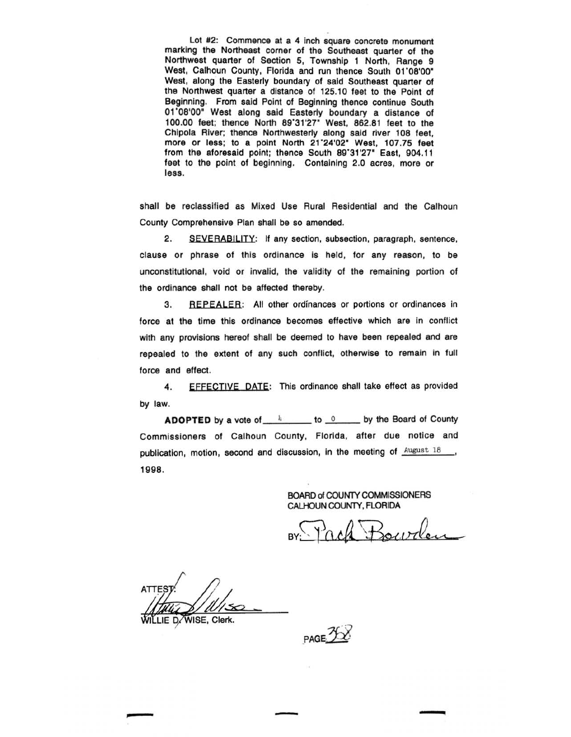Lot #2: Commence at a 4 inch square concrete monument marking the Northeast corner of the Southeast quarter of the Northwest quarter of Section 5, Township 1 North, Range 9 West, Calhoun County, Florida and run thence South 01°08'00" West, along the Easterly boundary of said Southeast quarter of the Northwest quarter a distance of 125.10 feet to the Point of Beginning. From said Point of Beginning thence continue South 01°08'00" West along said Easterly boundary a distance of 100.00 feet; thence North 89°31'27" West, 862.81 feet to the Chipola River; thence Northwesterly along said river 108 feet, more or less; to a point North 21°24'02" West, 107.75 feet from the aforesaid point; thence South 89°31'27" East, 904.11 feet to the point of beginning. Containing 2.0 acres, more or less.

shall be reclassified as Mixed Use Rural Residential and the Calhoun County Comprehensive Plan shall be so amended.

2. SEVERABILITY: If any section, subsection, paragraph, sentence, clause or phrase of this ordinance is held, for any reason, to be unconstitutional, void or invalid, the validity of the remaining portion of the ordinance shall not be affected thereby.

3. REPEALER: All other ordinances or portions or ordinances in force at the time this ordinance becomes effective which are in conflict with any provisions hereof shall be deemed to have been repealed and are repealed to the extent of any such conflict, otherwise to remain in full force and effect.

4. EFFECTIVE DATE: This ordinance shall take effect as provided by law.

**ADOPTED** by a vote of 4 to 0 by the Board of County Commissioners of Calhoun County, Florida, after due notice and publication, motion, second and discussion, in the meeting of August 18, 1998.

BOARD of COUNTY COMMISSIONERS
CALHOUN COUNTY, FLORIDA

BY: Pack Bowden

ATTEST:

Willie D. Wise

WILLIE D. WISE, Clerk.

PAGE 358